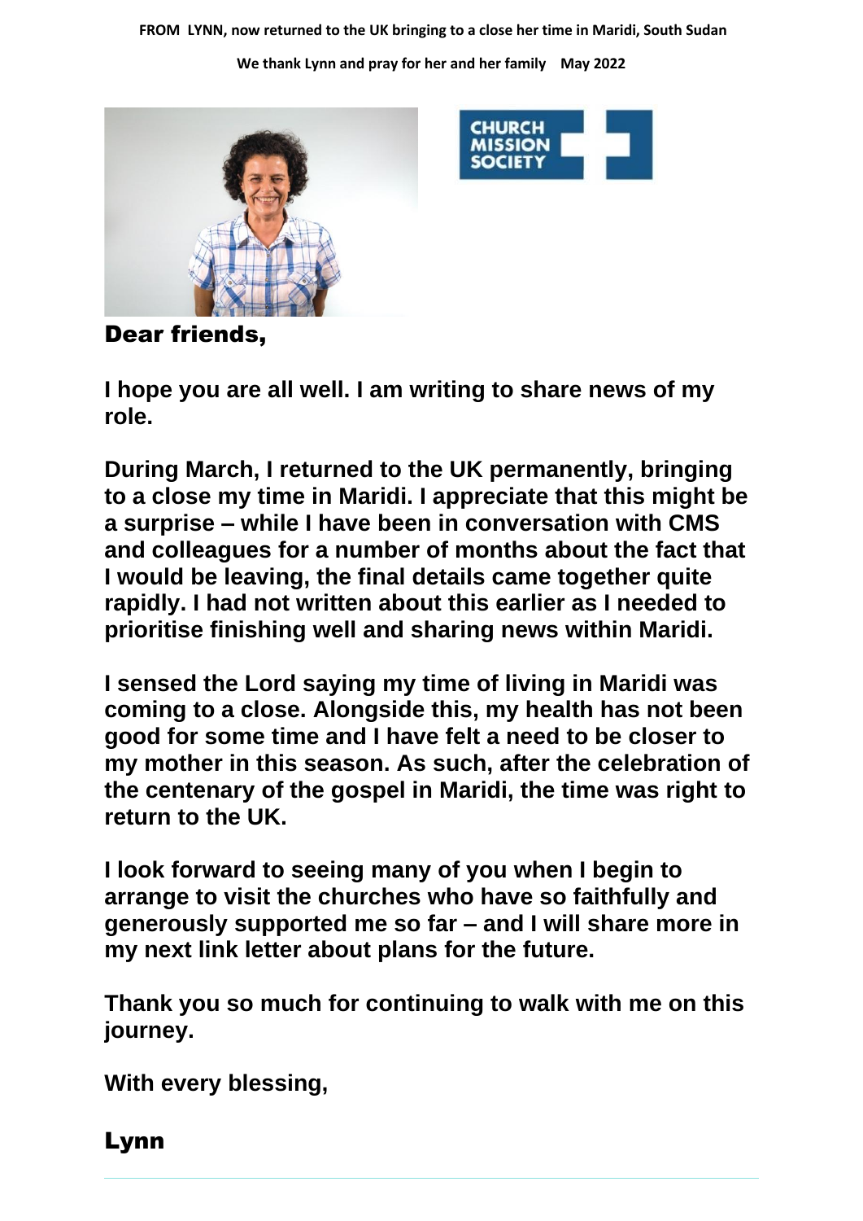**FROM LYNN, now returned to the UK bringing to a close her time in Maridi, South Sudan**

**We thank Lynn and pray for her and her family May 2022**

**Dear friends,**

**I hope you are all well. I am writing to share news of my role.**

**During March, I returned to the UK permanently, bringing to a close my time in Maridi. I appreciate that this might be a surprise – while I have been in conversation with CMS and colleagues for a number of months about the fact that I would be leaving, the final details came together quite rapidly. I had not written about this earlier as I needed to prioritise finishing well and sharing news within Maridi.**

**I sensed the Lord saying my time of living in Maridi was coming to a close. Alongside this, my health has not been good for some time and I have felt a need to be closer to my mother in this season. As such, after the celebration of the centenary of the gospel in Maridi, the time was right to return to the UK.**

**I look forward to seeing many of you when I begin to arrange to visit the churches who have so faithfully and generously supported me so far – and I will share more in my next link letter about plans for the future.**

**Thank you so much for continuing to walk with me on this journey.**

**With every blessing,**

**Lynn**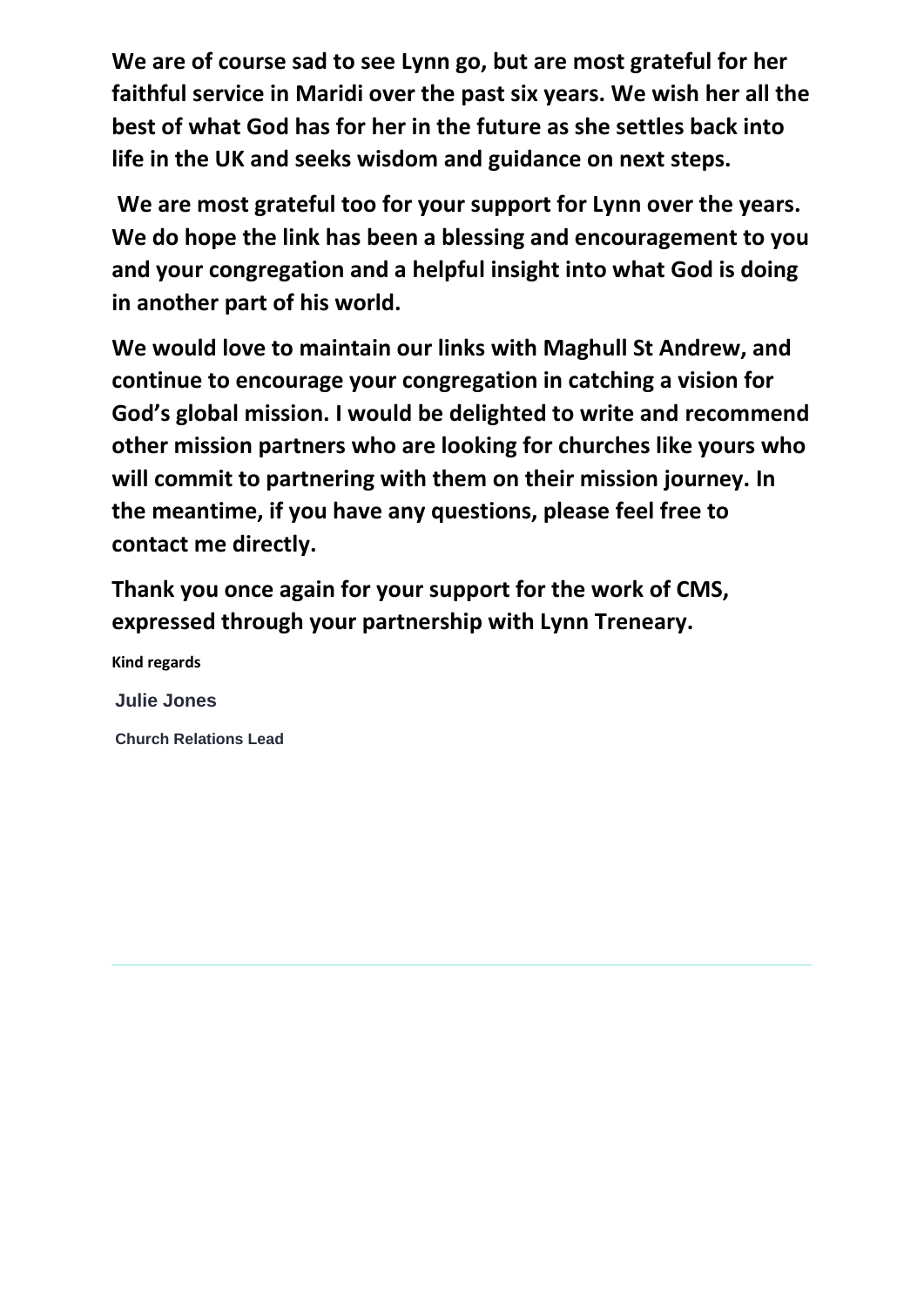**We are of course sad to see Lynn go, but are most grateful for her faithful service in Maridi over the past six years. We wish her all the best of what God has for her in the future as she settles back into life in the UK and seeks wisdom and guidance on next steps.**

**We are most grateful too for your support for Lynn over the years. We do hope the link has been a blessing and encouragement to you and your congregation and a helpful insight into what God is doing in another part of his world.**

**We would love to maintain our links with Maghull St Andrew, and continue to encourage your congregation in catching a vision for God's global mission. I would be delighted to write and recommend other mission partners who are looking for churches like yours who will commit to partnering with them on their mission journey. In the meantime, if you have any questions, please feel free to contact me directly.**

**Thank you once again for your support for the work of CMS, expressed through your partnership with Lynn Treneary.**

**Kind regards**

**Julie Jones**

**Church Relations Lead**

---